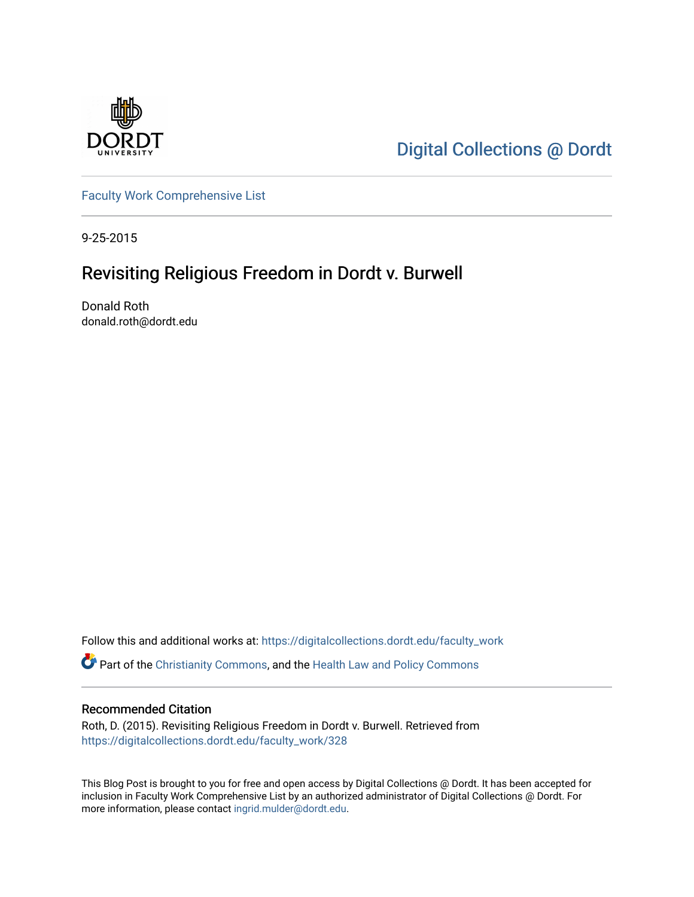Digital Collections @ Dordt

Faculty Work Comprehensive List

9-25-2015

# Revisiting Religious Freedom in Dordt v. Burwell

Donald Roth
donald.roth@dordt.edu

Follow this and additional works at: https://digitalcollections.dordt.edu/faculty_work

Part of the Christianity Commons, and the Health Law and Policy Commons

## Recommended Citation

Roth, D. (2015). Revisiting Religious Freedom in Dordt v. Burwell. Retrieved from https://digitalcollections.dordt.edu/faculty_work/328

This Blog Post is brought to you for free and open access by Digital Collections @ Dordt. It has been accepted for inclusion in Faculty Work Comprehensive List by an authorized administrator of Digital Collections @ Dordt. For more information, please contact ingrid.mulder@dordt.edu.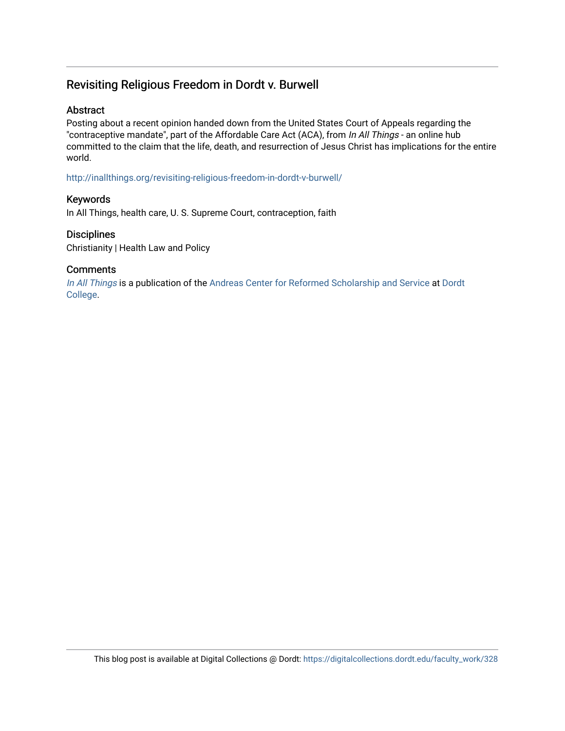# Revisiting Religious Freedom in Dordt v. Burwell

## Abstract

Posting about a recent opinion handed down from the United States Court of Appeals regarding the "contraceptive mandate", part of the Affordable Care Act (ACA), from *In All Things* - an online hub committed to the claim that the life, death, and resurrection of Jesus Christ has implications for the entire world.

http://inallthings.org/revisiting-religious-freedom-in-dordt-v-burwell/

## Keywords

In All Things, health care, U. S. Supreme Court, contraception, faith

## Disciplines

Christianity | Health Law and Policy

## Comments

*In All Things* is a publication of the Andreas Center for Reformed Scholarship and Service at Dordt College.

This blog post is available at Digital Collections @ Dordt: https://digitalcollections.dordt.edu/faculty_work/328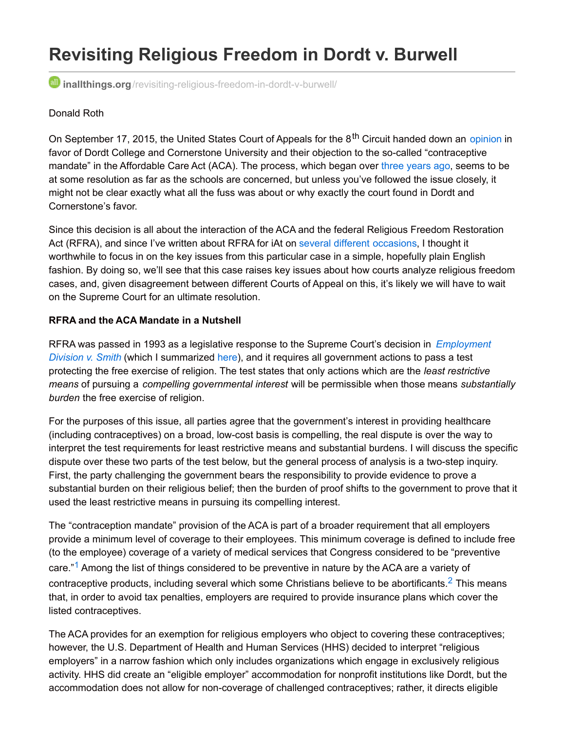# Revisiting Religious Freedom in Dordt v. Burwell

inallthings.org/revisiting-religious-freedom-in-dordt-v-burwell/

Donald Roth

On September 17, 2015, the United States Court of Appeals for the 8th Circuit handed down an opinion in favor of Dordt College and Cornerstone University and their objection to the so-called "contraceptive mandate" in the Affordable Care Act (ACA). The process, which began over three years ago, seems to be at some resolution as far as the schools are concerned, but unless you've followed the issue closely, it might not be clear exactly what all the fuss was about or why exactly the court found in Dordt and Cornerstone's favor.

Since this decision is all about the interaction of the ACA and the federal Religious Freedom Restoration Act (RFRA), and since I've written about RFRA for iAt on several different occasions, I thought it worthwhile to focus in on the key issues from this particular case in a simple, hopefully plain English fashion. By doing so, we'll see that this case raises key issues about how courts analyze religious freedom cases, and, given disagreement between different Courts of Appeal on this, it's likely we will have to wait on the Supreme Court for an ultimate resolution.

**RFRA and the ACA Mandate in a Nutshell**

RFRA was passed in 1993 as a legislative response to the Supreme Court's decision in *Employment Division v. Smith* (which I summarized here), and it requires all government actions to pass a test protecting the free exercise of religion. The test states that only actions which are the *least restrictive means* of pursuing a *compelling governmental interest* will be permissible when those means *substantially burden* the free exercise of religion.

For the purposes of this issue, all parties agree that the government's interest in providing healthcare (including contraceptives) on a broad, low-cost basis is compelling, the real dispute is over the way to interpret the test requirements for least restrictive means and substantial burdens. I will discuss the specific dispute over these two parts of the test below, but the general process of analysis is a two-step inquiry. First, the party challenging the government bears the responsibility to provide evidence to prove a substantial burden on their religious belief; then the burden of proof shifts to the government to prove that it used the least restrictive means in pursuing its compelling interest.

The "contraception mandate" provision of the ACA is part of a broader requirement that all employers provide a minimum level of coverage to their employees. This minimum coverage is defined to include free (to the employee) coverage of a variety of medical services that Congress considered to be "preventive care."[1] Among the list of things considered to be preventive in nature by the ACA are a variety of contraceptive products, including several which some Christians believe to be abortifacants.[2] This means that, in order to avoid tax penalties, employers are required to provide insurance plans which cover the listed contraceptives.

The ACA provides for an exemption for religious employers who object to covering these contraceptives; however, the U.S. Department of Health and Human Services (HHS) decided to interpret "religious employers" in a narrow fashion which only includes organizations which engage in exclusively religious activity. HHS did create an "eligible employer" accommodation for nonprofit institutions like Dordt, but the accommodation does not allow for non-coverage of challenged contraceptives; rather, it directs eligible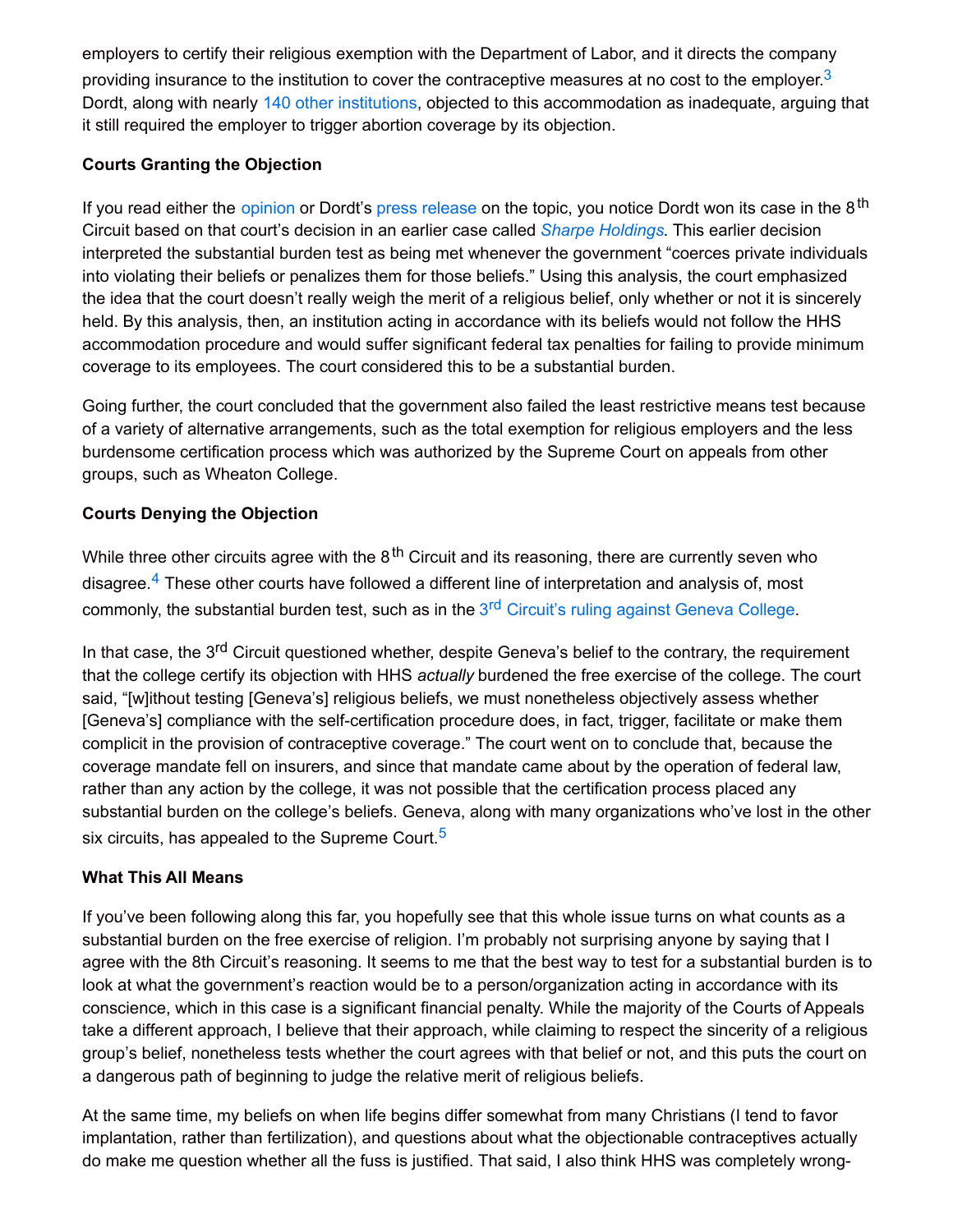employers to certify their religious exemption with the Department of Labor, and it directs the company providing insurance to the institution to cover the contraceptive measures at no cost to the employer.[3] Dordt, along with nearly 140 other institutions, objected to this accommodation as inadequate, arguing that it still required the employer to trigger abortion coverage by its objection.

**Courts Granting the Objection**

If you read either the opinion or Dordt's press release on the topic, you notice Dordt won its case in the 8th Circuit based on that court's decision in an earlier case called *Sharpe Holdings*. This earlier decision interpreted the substantial burden test as being met whenever the government "coerces private individuals into violating their beliefs or penalizes them for those beliefs." Using this analysis, the court emphasized the idea that the court doesn't really weigh the merit of a religious belief, only whether or not it is sincerely held. By this analysis, then, an institution acting in accordance with its beliefs would not follow the HHS accommodation procedure and would suffer significant federal tax penalties for failing to provide minimum coverage to its employees. The court considered this to be a substantial burden.

Going further, the court concluded that the government also failed the least restrictive means test because of a variety of alternative arrangements, such as the total exemption for religious employers and the less burdensome certification process which was authorized by the Supreme Court on appeals from other groups, such as Wheaton College.

**Courts Denying the Objection**

While three other circuits agree with the 8th Circuit and its reasoning, there are currently seven who disagree.[4] These other courts have followed a different line of interpretation and analysis of, most commonly, the substantial burden test, such as in the 3rd Circuit's ruling against Geneva College.

In that case, the 3rd Circuit questioned whether, despite Geneva's belief to the contrary, the requirement that the college certify its objection with HHS *actually* burdened the free exercise of the college. The court said, "[w]ithout testing [Geneva's] religious beliefs, we must nonetheless objectively assess whether [Geneva's] compliance with the self-certification procedure does, in fact, trigger, facilitate or make them complicit in the provision of contraceptive coverage." The court went on to conclude that, because the coverage mandate fell on insurers, and since that mandate came about by the operation of federal law, rather than any action by the college, it was not possible that the certification process placed any substantial burden on the college's beliefs. Geneva, along with many organizations who've lost in the other six circuits, has appealed to the Supreme Court.[5]

**What This All Means**

If you've been following along this far, you hopefully see that this whole issue turns on what counts as a substantial burden on the free exercise of religion. I'm probably not surprising anyone by saying that I agree with the 8th Circuit's reasoning. It seems to me that the best way to test for a substantial burden is to look at what the government's reaction would be to a person/organization acting in accordance with its conscience, which in this case is a significant financial penalty. While the majority of the Courts of Appeals take a different approach, I believe that their approach, while claiming to respect the sincerity of a religious group's belief, nonetheless tests whether the court agrees with that belief or not, and this puts the court on a dangerous path of beginning to judge the relative merit of religious beliefs.

At the same time, my beliefs on when life begins differ somewhat from many Christians (I tend to favor implantation, rather than fertilization), and questions about what the objectionable contraceptives actually do make me question whether all the fuss is justified. That said, I also think HHS was completely wrong-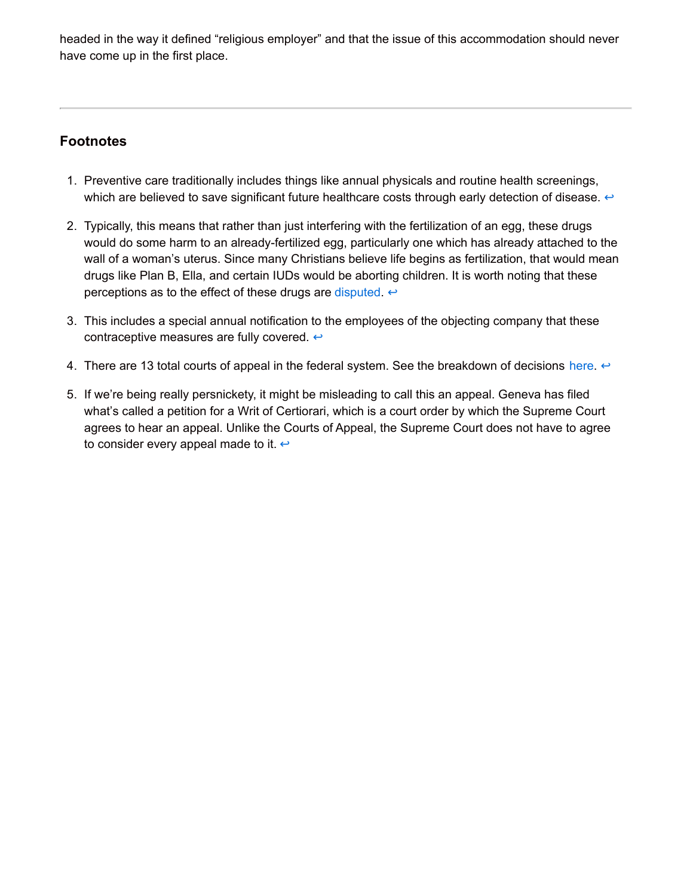headed in the way it defined "religious employer" and that the issue of this accommodation should never have come up in the first place.

---

## Footnotes

1. Preventive care traditionally includes things like annual physicals and routine health screenings, which are believed to save significant future healthcare costs through early detection of disease. ↩

2. Typically, this means that rather than just interfering with the fertilization of an egg, these drugs would do some harm to an already-fertilized egg, particularly one which has already attached to the wall of a woman's uterus. Since many Christians believe life begins as fertilization, that would mean drugs like Plan B, Ella, and certain IUDs would be aborting children. It is worth noting that these perceptions as to the effect of these drugs are disputed. ↩

3. This includes a special annual notification to the employees of the objecting company that these contraceptive measures are fully covered. ↩

4. There are 13 total courts of appeal in the federal system. See the breakdown of decisions here. ↩

5. If we're being really persnickety, it might be misleading to call this an appeal. Geneva has filed what's called a petition for a Writ of Certiorari, which is a court order by which the Supreme Court agrees to hear an appeal. Unlike the Courts of Appeal, the Supreme Court does not have to agree to consider every appeal made to it. ↩